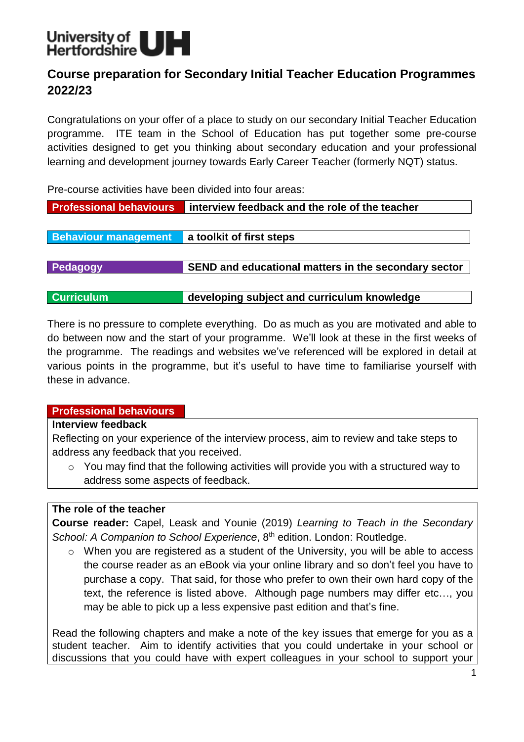University of Hertfordshire UH

# Course preparation for Secondary Initial Teacher Education Programmes 2022/23

Congratulations on your offer of a place to study on our secondary Initial Teacher Education programme. ITE team in the School of Education has put together some pre-course activities designed to get you thinking about secondary education and your professional learning and development journey towards Early Career Teacher (formerly NQT) status.

Pre-course activities have been divided into four areas:

| | |
|---|---|
| **Professional behaviours** | **interview feedback and the role of the teacher** |
| **Behaviour management** | **a toolkit of first steps** |
| **Pedagogy** | **SEND and educational matters in the secondary sector** |
| **Curriculum** | **developing subject and curriculum knowledge** |

There is no pressure to complete everything. Do as much as you are motivated and able to do between now and the start of your programme. We'll look at these in the first weeks of the programme. The readings and websites we've referenced will be explored in detail at various points in the programme, but it's useful to have time to familiarise yourself with these in advance.

## Professional behaviours

**Interview feedback**

Reflecting on your experience of the interview process, aim to review and take steps to address any feedback that you received.

- You may find that the following activities will provide you with a structured way to address some aspects of feedback.

**The role of the teacher**

**Course reader:** Capel, Leask and Younie (2019) *Learning to Teach in the Secondary School: A Companion to School Experience*, 8th edition. London: Routledge.

- When you are registered as a student of the University, you will be able to access the course reader as an eBook via your online library and so don't feel you have to purchase a copy. That said, for those who prefer to own their own hard copy of the text, the reference is listed above. Although page numbers may differ etc…, you may be able to pick up a less expensive past edition and that's fine.

Read the following chapters and make a note of the key issues that emerge for you as a student teacher. Aim to identify activities that you could undertake in your school or discussions that you could have with expert colleagues in your school to support your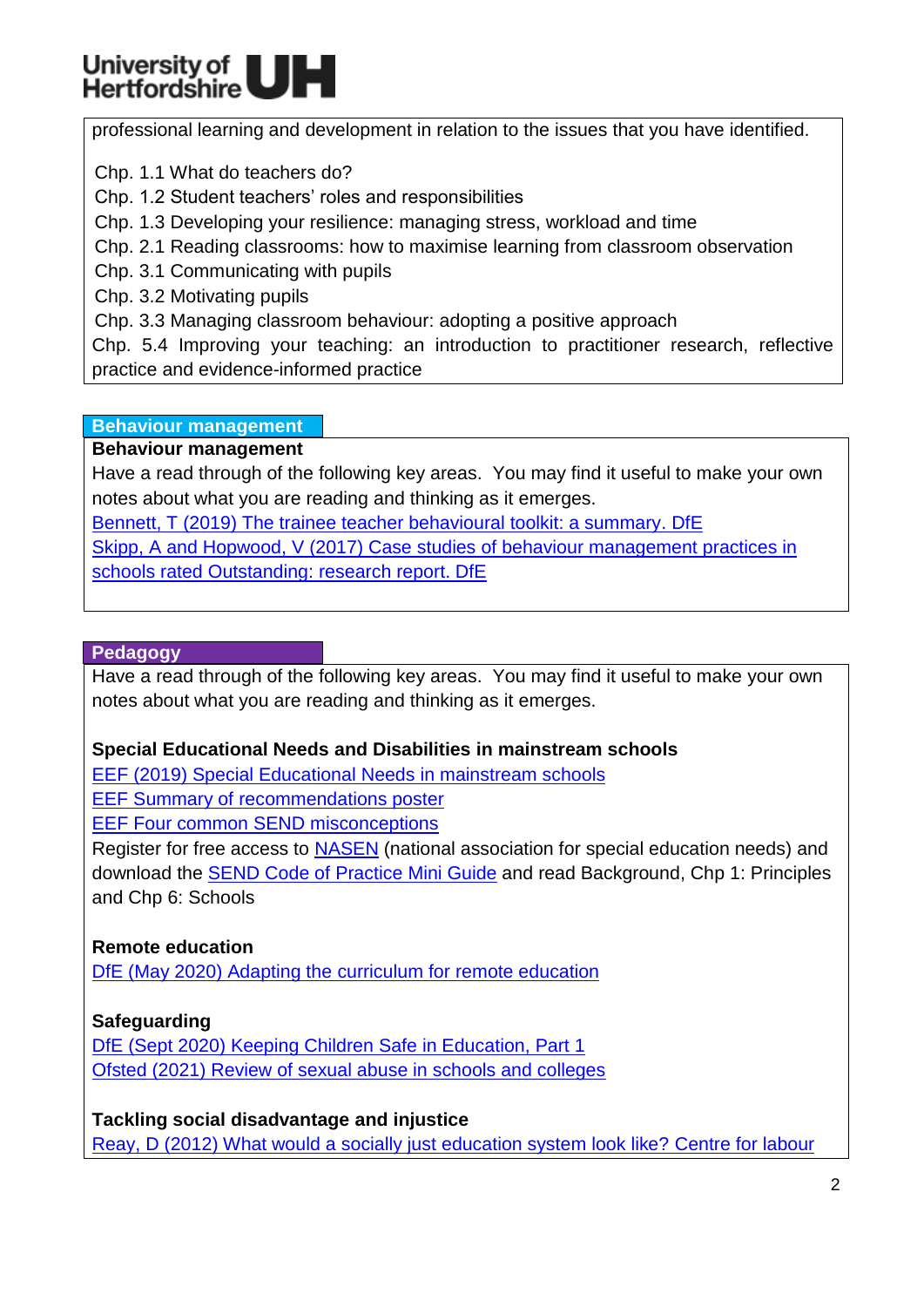professional learning and development in relation to the issues that you have identified.

Chp. 1.1 What do teachers do?
Chp. 1.2 Student teachers' roles and responsibilities
Chp. 1.3 Developing your resilience: managing stress, workload and time
Chp. 2.1 Reading classrooms: how to maximise learning from classroom observation
Chp. 3.1 Communicating with pupils
Chp. 3.2 Motivating pupils
Chp. 3.3 Managing classroom behaviour: adopting a positive approach
Chp. 5.4 Improving your teaching: an introduction to practitioner research, reflective practice and evidence-informed practice

## Behaviour management

**Behaviour management**

Have a read through of the following key areas. You may find it useful to make your own notes about what you are reading and thinking as it emerges.

Bennett, T (2019) The trainee teacher behavioural toolkit: a summary. DfE

Skipp, A and Hopwood, V (2017) Case studies of behaviour management practices in schools rated Outstanding: research report. DfE

## Pedagogy

Have a read through of the following key areas. You may find it useful to make your own notes about what you are reading and thinking as it emerges.

**Special Educational Needs and Disabilities in mainstream schools**

EEF (2019) Special Educational Needs in mainstream schools

EEF Summary of recommendations poster

EEF Four common SEND misconceptions

Register for free access to NASEN (national association for special education needs) and download the SEND Code of Practice Mini Guide and read Background, Chp 1: Principles and Chp 6: Schools

**Remote education**

DfE (May 2020) Adapting the curriculum for remote education

**Safeguarding**

DfE (Sept 2020) Keeping Children Safe in Education, Part 1

Ofsted (2021) Review of sexual abuse in schools and colleges

**Tackling social disadvantage and injustice**

Reay, D (2012) What would a socially just education system look like? Centre for labour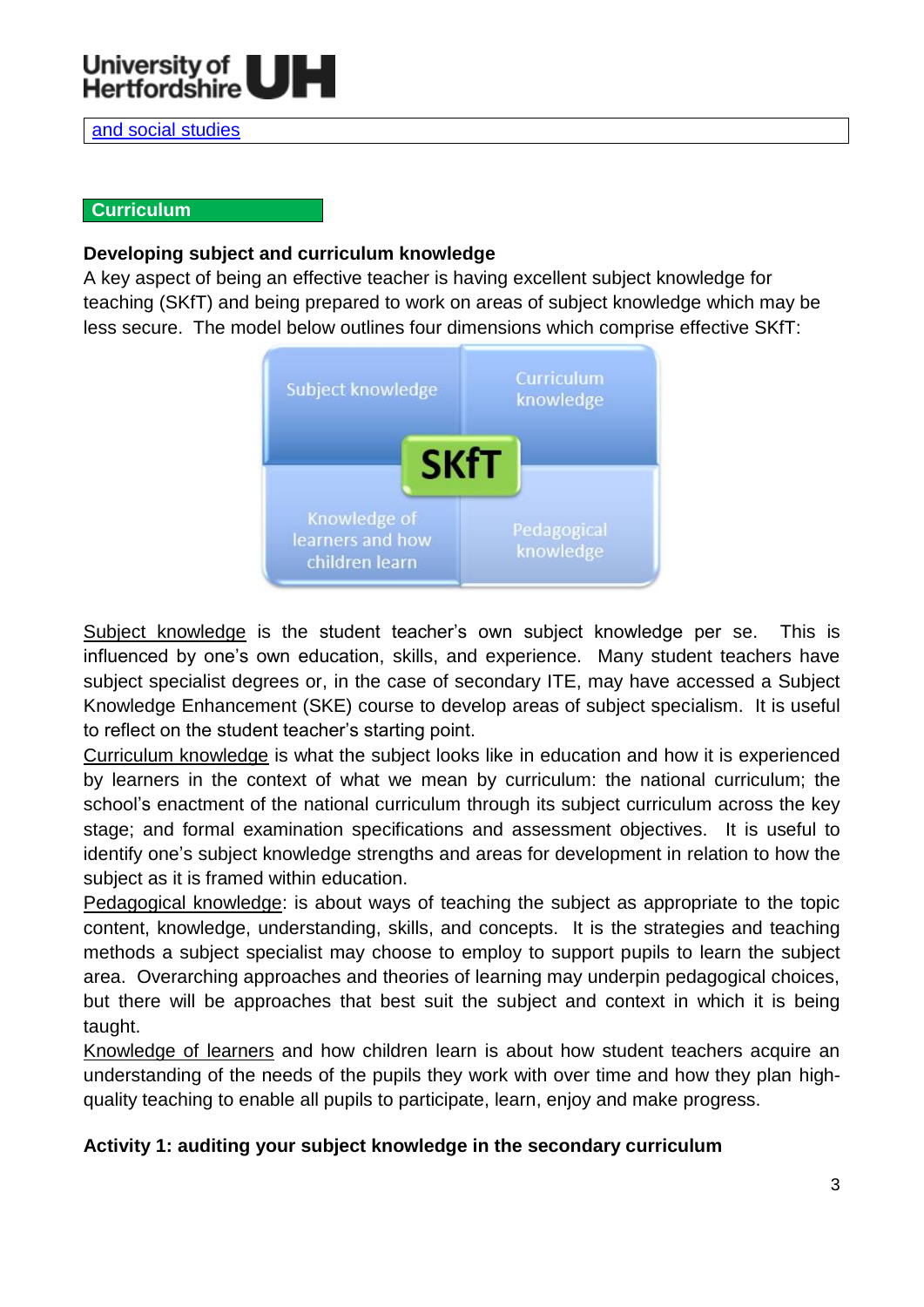[and social studies]

**Curriculum**

### Developing subject and curriculum knowledge

A key aspect of being an effective teacher is having excellent subject knowledge for teaching (SKfT) and being prepared to work on areas of subject knowledge which may be less secure. The model below outlines four dimensions which comprise effective SKfT:

| Subject knowledge | Curriculum knowledge |
| --- | --- |
| Knowledge of learners and how children learn | Pedagogical knowledge |

SKfT

Subject knowledge is the student teacher's own subject knowledge per se. This is influenced by one's own education, skills, and experience. Many student teachers have subject specialist degrees or, in the case of secondary ITE, may have accessed a Subject Knowledge Enhancement (SKE) course to develop areas of subject specialism. It is useful to reflect on the student teacher's starting point.

Curriculum knowledge is what the subject looks like in education and how it is experienced by learners in the context of what we mean by curriculum: the national curriculum; the school's enactment of the national curriculum through its subject curriculum across the key stage; and formal examination specifications and assessment objectives. It is useful to identify one's subject knowledge strengths and areas for development in relation to how the subject as it is framed within education.

Pedagogical knowledge: is about ways of teaching the subject as appropriate to the topic content, knowledge, understanding, skills, and concepts. It is the strategies and teaching methods a subject specialist may choose to employ to support pupils to learn the subject area. Overarching approaches and theories of learning may underpin pedagogical choices, but there will be approaches that best suit the subject and context in which it is being taught.

Knowledge of learners and how children learn is about how student teachers acquire an understanding of the needs of the pupils they work with over time and how they plan high-quality teaching to enable all pupils to participate, learn, enjoy and make progress.

**Activity 1: auditing your subject knowledge in the secondary curriculum**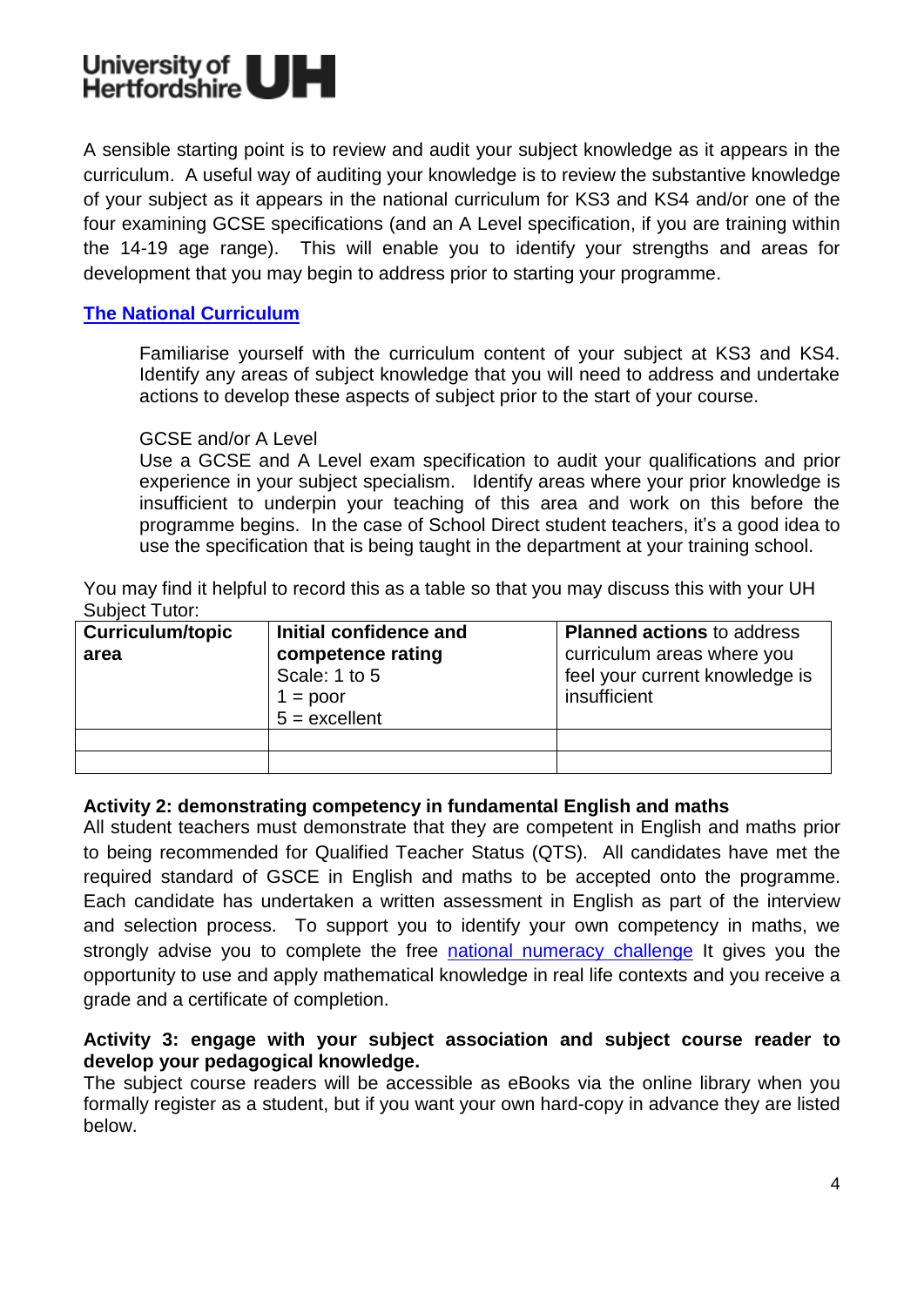A sensible starting point is to review and audit your subject knowledge as it appears in the curriculum. A useful way of auditing your knowledge is to review the substantive knowledge of your subject as it appears in the national curriculum for KS3 and KS4 and/or one of the four examining GCSE specifications (and an A Level specification, if you are training within the 14-19 age range). This will enable you to identify your strengths and areas for development that you may begin to address prior to starting your programme.

**[The National Curriculum](#)**

> Familiarise yourself with the curriculum content of your subject at KS3 and KS4. Identify any areas of subject knowledge that you will need to address and undertake actions to develop these aspects of subject prior to the start of your course.
>
> GCSE and/or A Level
> Use a GCSE and A Level exam specification to audit your qualifications and prior experience in your subject specialism. Identify areas where your prior knowledge is insufficient to underpin your teaching of this area and work on this before the programme begins. In the case of School Direct student teachers, it's a good idea to use the specification that is being taught in the department at your training school.

You may find it helpful to record this as a table so that you may discuss this with your UH Subject Tutor:

| **Curriculum/topic area** | **Initial confidence and competence rating** Scale: 1 to 5 1 = poor 5 = excellent | **Planned actions** to address curriculum areas where you feel your current knowledge is insufficient |
|---|---|---|
| | | |
| | | |

**Activity 2: demonstrating competency in fundamental English and maths**
All student teachers must demonstrate that they are competent in English and maths prior to being recommended for Qualified Teacher Status (QTS). All candidates have met the required standard of GSCE in English and maths to be accepted onto the programme. Each candidate has undertaken a written assessment in English as part of the interview and selection process. To support you to identify your own competency in maths, we strongly advise you to complete the free [national numeracy challenge](#) It gives you the opportunity to use and apply mathematical knowledge in real life contexts and you receive a grade and a certificate of completion.

**Activity 3: engage with your subject association and subject course reader to develop your pedagogical knowledge.**
The subject course readers will be accessible as eBooks via the online library when you formally register as a student, but if you want your own hard-copy in advance they are listed below.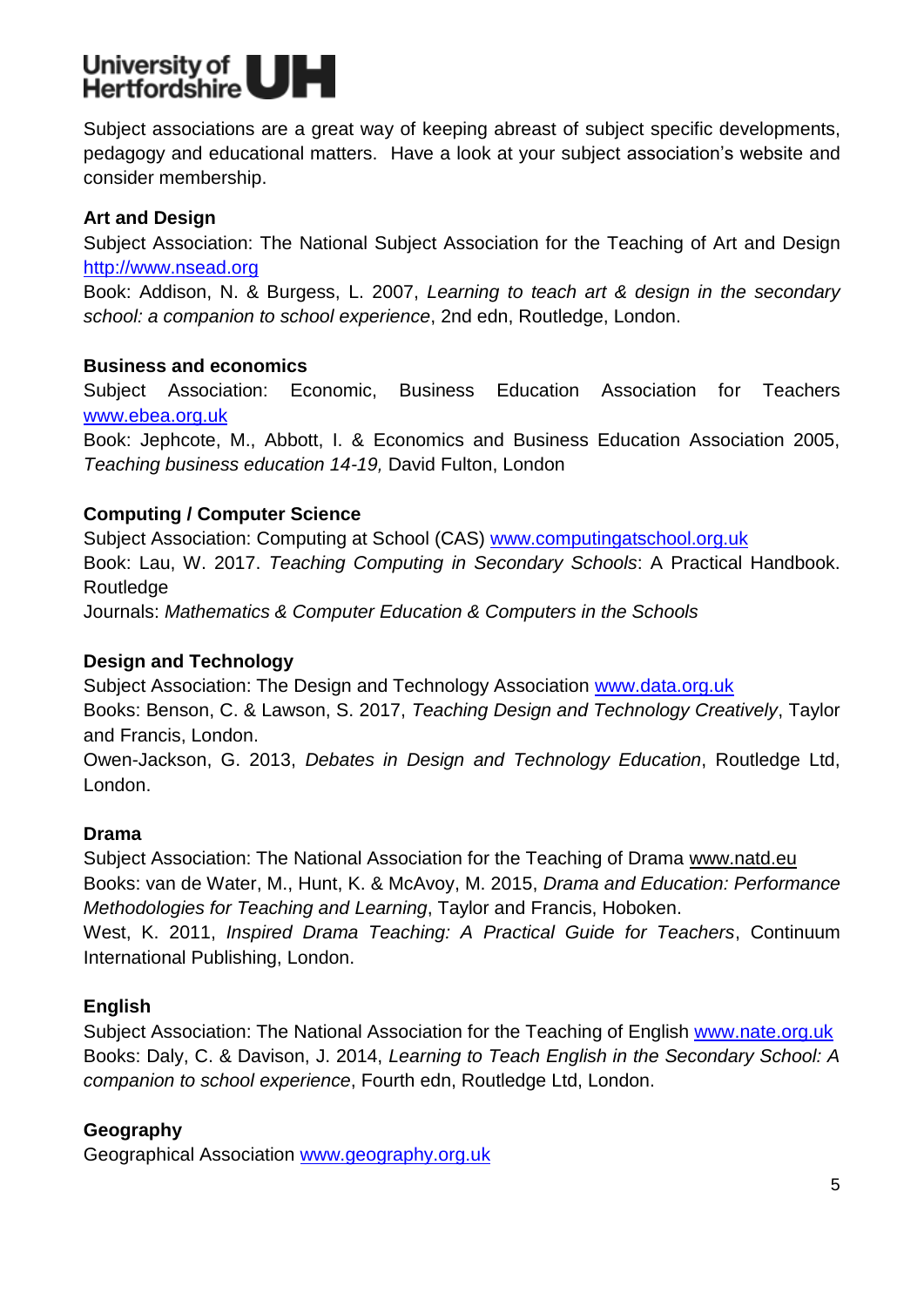University of Hertfordshire UH

Subject associations are a great way of keeping abreast of subject specific developments, pedagogy and educational matters. Have a look at your subject association's website and consider membership.

**Art and Design**

Subject Association: The National Subject Association for the Teaching of Art and Design http://www.nsead.org

Book: Addison, N. & Burgess, L. 2007, *Learning to teach art & design in the secondary school: a companion to school experience*, 2nd edn, Routledge, London.

**Business and economics**

Subject Association: Economic, Business Education Association for Teachers www.ebea.org.uk

Book: Jephcote, M., Abbott, I. & Economics and Business Education Association 2005, *Teaching business education 14-19,* David Fulton, London

**Computing / Computer Science**

Subject Association: Computing at School (CAS) www.computingatschool.org.uk

Book: Lau, W. 2017. *Teaching Computing in Secondary Schools*: A Practical Handbook. Routledge

Journals: *Mathematics & Computer Education & Computers in the Schools*

**Design and Technology**

Subject Association: The Design and Technology Association www.data.org.uk

Books: Benson, C. & Lawson, S. 2017, *Teaching Design and Technology Creatively*, Taylor and Francis, London.

Owen-Jackson, G. 2013, *Debates in Design and Technology Education*, Routledge Ltd, London.

**Drama**

Subject Association: The National Association for the Teaching of Drama www.natd.eu

Books: van de Water, M., Hunt, K. & McAvoy, M. 2015, *Drama and Education: Performance Methodologies for Teaching and Learning*, Taylor and Francis, Hoboken.

West, K. 2011, *Inspired Drama Teaching: A Practical Guide for Teachers*, Continuum International Publishing, London.

**English**

Subject Association: The National Association for the Teaching of English www.nate.org.uk

Books: Daly, C. & Davison, J. 2014, *Learning to Teach English in the Secondary School: A companion to school experience*, Fourth edn, Routledge Ltd, London.

**Geography**

Geographical Association www.geography.org.uk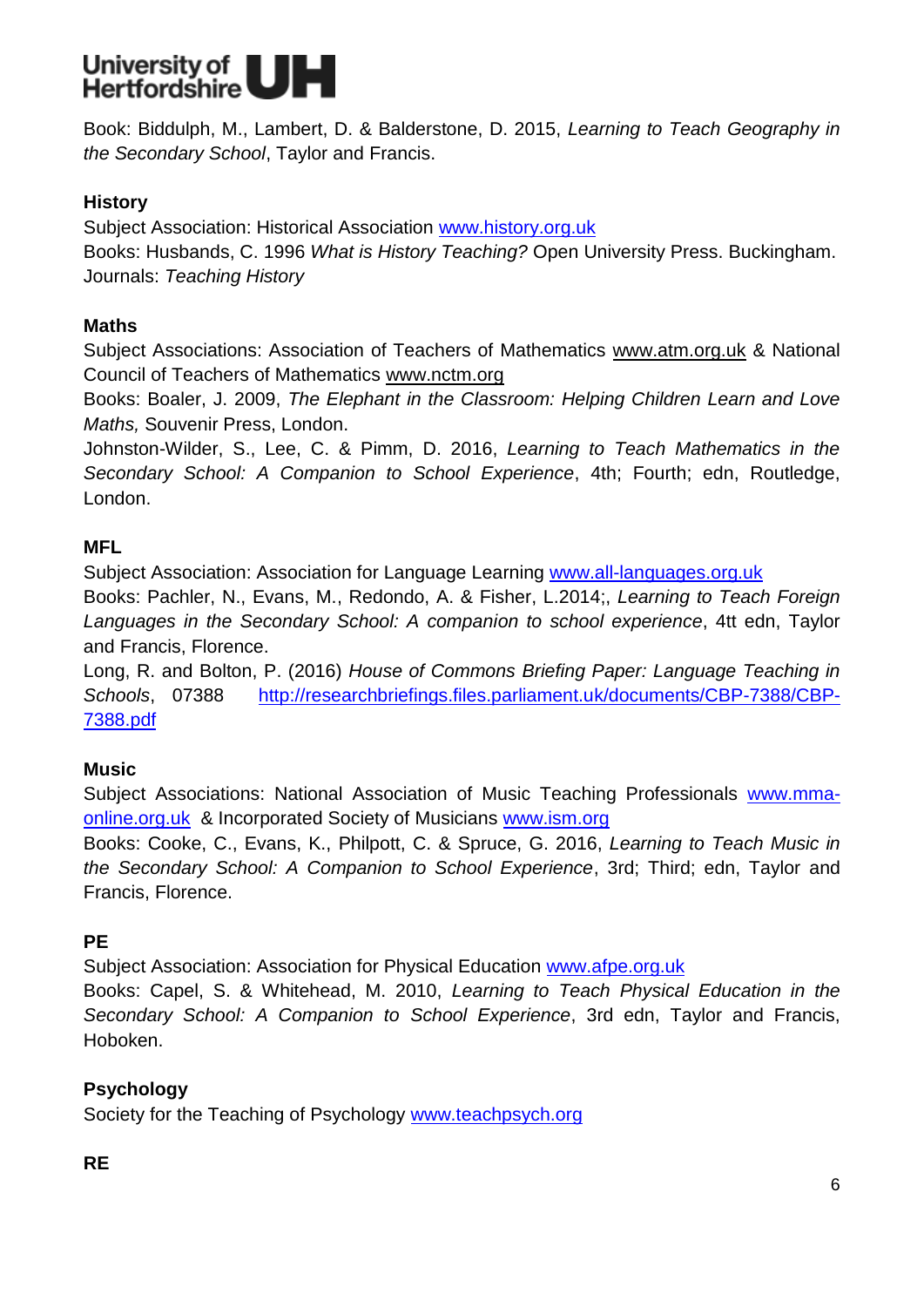Book: Biddulph, M., Lambert, D. & Balderstone, D. 2015, *Learning to Teach Geography in the Secondary School*, Taylor and Francis.

**History**
Subject Association: Historical Association [www.history.org.uk](www.history.org.uk)
Books: Husbands, C. 1996 *What is History Teaching?* Open University Press. Buckingham.
Journals: *Teaching History*

**Maths**
Subject Associations: Association of Teachers of Mathematics www.atm.org.uk & National Council of Teachers of Mathematics www.nctm.org
Books: Boaler, J. 2009, *The Elephant in the Classroom: Helping Children Learn and Love Maths,* Souvenir Press, London.
Johnston-Wilder, S., Lee, C. & Pimm, D. 2016, *Learning to Teach Mathematics in the Secondary School: A Companion to School Experience*, 4th; Fourth; edn, Routledge, London.

**MFL**
Subject Association: Association for Language Learning [www.all-languages.org.uk](www.all-languages.org.uk)
Books: Pachler, N., Evans, M., Redondo, A. & Fisher, L.2014;, *Learning to Teach Foreign Languages in the Secondary School: A companion to school experience*, 4tt edn, Taylor and Francis, Florence.
Long, R. and Bolton, P. (2016) *House of Commons Briefing Paper: Language Teaching in Schools*, 07388 [http://researchbriefings.files.parliament.uk/documents/CBP-7388/CBP-7388.pdf](http://researchbriefings.files.parliament.uk/documents/CBP-7388/CBP-7388.pdf)

**Music**
Subject Associations: National Association of Music Teaching Professionals [www.mma-online.org.uk](www.mma-online.org.uk) & Incorporated Society of Musicians [www.ism.org](www.ism.org)
Books: Cooke, C., Evans, K., Philpott, C. & Spruce, G. 2016, *Learning to Teach Music in the Secondary School: A Companion to School Experience*, 3rd; Third; edn, Taylor and Francis, Florence.

**PE**
Subject Association: Association for Physical Education [www.afpe.org.uk](www.afpe.org.uk)
Books: Capel, S. & Whitehead, M. 2010, *Learning to Teach Physical Education in the Secondary School: A Companion to School Experience*, 3rd edn, Taylor and Francis, Hoboken.

**Psychology**
Society for the Teaching of Psychology [www.teachpsych.org](www.teachpsych.org)

**RE**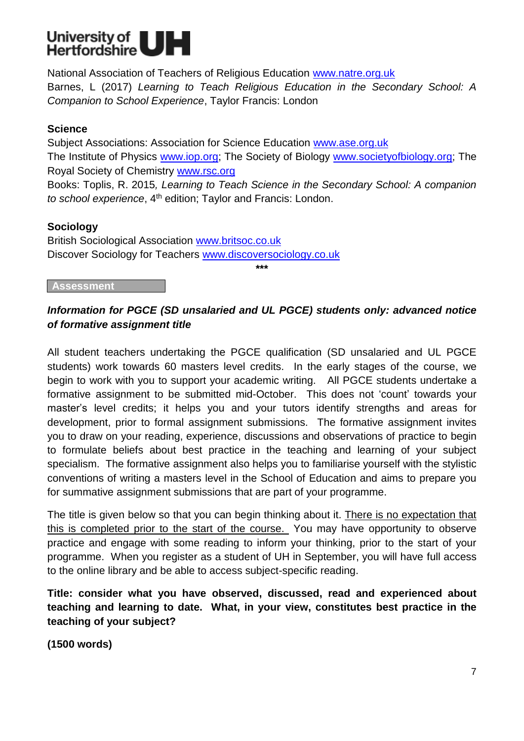National Association of Teachers of Religious Education www.natre.org.uk
Barnes, L (2017) *Learning to Teach Religious Education in the Secondary School: A Companion to School Experience*, Taylor Francis: London

**Science**

Subject Associations: Association for Science Education www.ase.org.uk
The Institute of Physics www.iop.org; The Society of Biology www.societyofbiology.org; The Royal Society of Chemistry www.rsc.org
Books: Toplis, R. 2015, *Learning to Teach Science in the Secondary School: A companion to school experience*, 4th edition; Taylor and Francis: London.

**Sociology**

British Sociological Association www.britsoc.co.uk
Discover Sociology for Teachers www.discoversociology.co.uk

***

## Assessment

***Information for PGCE (SD unsalaried and UL PGCE) students only: advanced notice of formative assignment title***

All student teachers undertaking the PGCE qualification (SD unsalaried and UL PGCE students) work towards 60 masters level credits. In the early stages of the course, we begin to work with you to support your academic writing. All PGCE students undertake a formative assignment to be submitted mid-October. This does not 'count' towards your master's level credits; it helps you and your tutors identify strengths and areas for development, prior to formal assignment submissions. The formative assignment invites you to draw on your reading, experience, discussions and observations of practice to begin to formulate beliefs about best practice in the teaching and learning of your subject specialism. The formative assignment also helps you to familiarise yourself with the stylistic conventions of writing a masters level in the School of Education and aims to prepare you for summative assignment submissions that are part of your programme.

The title is given below so that you can begin thinking about it. <u>There is no expectation that this is completed prior to the start of the course.</u> You may have opportunity to observe practice and engage with some reading to inform your thinking, prior to the start of your programme. When you register as a student of UH in September, you will have full access to the online library and be able to access subject-specific reading.

**Title: consider what you have observed, discussed, read and experienced about teaching and learning to date. What, in your view, constitutes best practice in the teaching of your subject?**

**(1500 words)**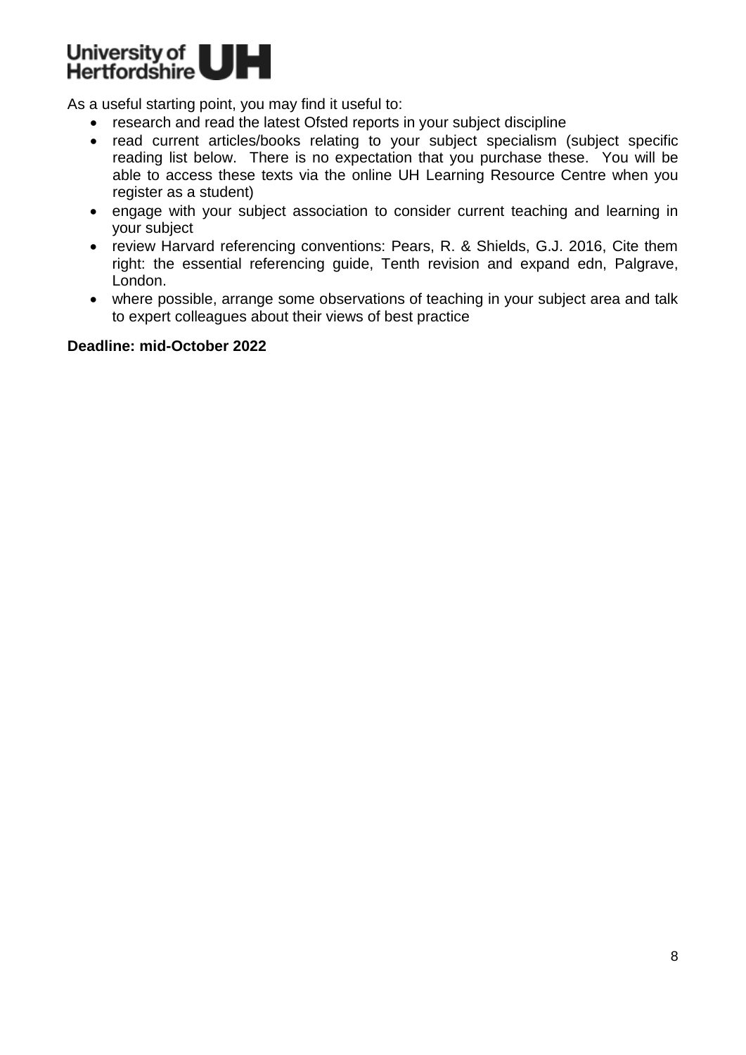As a useful starting point, you may find it useful to:

- research and read the latest Ofsted reports in your subject discipline
- read current articles/books relating to your subject specialism (subject specific reading list below. There is no expectation that you purchase these. You will be able to access these texts via the online UH Learning Resource Centre when you register as a student)
- engage with your subject association to consider current teaching and learning in your subject
- review Harvard referencing conventions: Pears, R. & Shields, G.J. 2016, Cite them right: the essential referencing guide, Tenth revision and expand edn, Palgrave, London.
- where possible, arrange some observations of teaching in your subject area and talk to expert colleagues about their views of best practice

**Deadline: mid-October 2022**